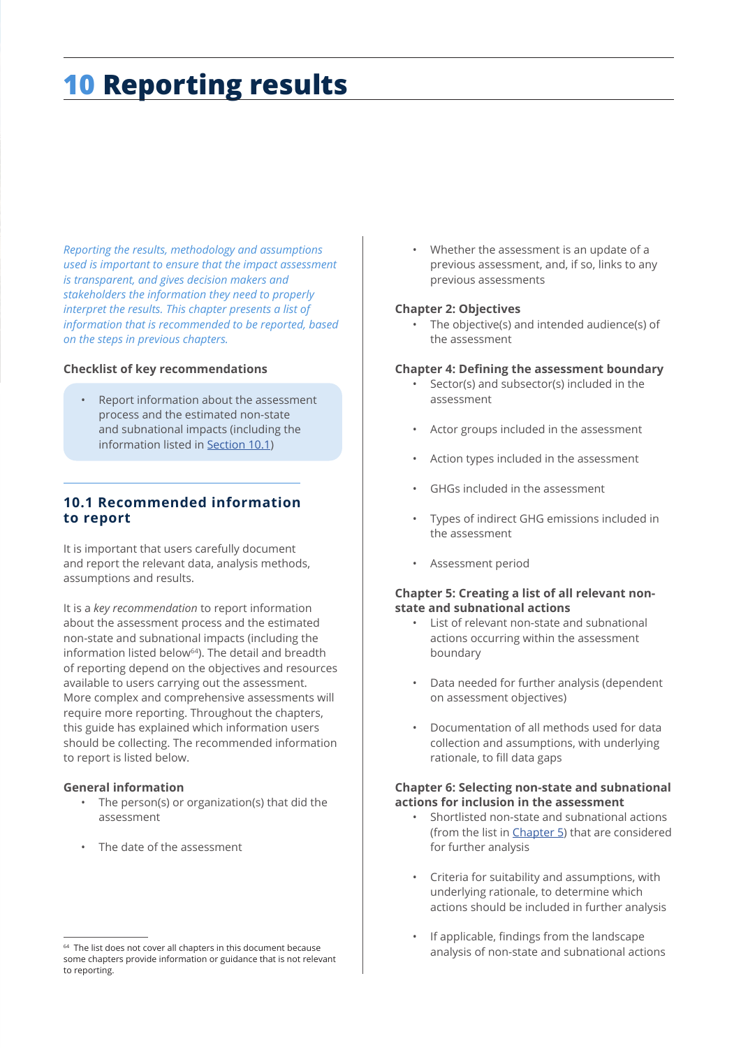# 10 Reporting results

*Reporting the results, methodology and assumptions used is important to ensure that the impact assessment is transparent, and gives decision makers and stakeholders the information they need to properly interpret the results. This chapter presents a list of information that is recommended to be reported, based on the steps in previous chapters.*

**Checklist of key recommendations**

- Report information about the assessment process and the estimated non-state and subnational impacts (including the information listed in Section 10.1)

## 10.1 Recommended information to report

It is important that users carefully document and report the relevant data, analysis methods, assumptions and results.

It is a *key recommendation* to report information about the assessment process and the estimated non-state and subnational impacts (including the information listed below[64]). The detail and breadth of reporting depend on the objectives and resources available to users carrying out the assessment. More complex and comprehensive assessments will require more reporting. Throughout the chapters, this guide has explained which information users should be collecting. The recommended information to report is listed below.

**General information**

- The person(s) or organization(s) that did the assessment
- The date of the assessment
- Whether the assessment is an update of a previous assessment, and, if so, links to any previous assessments

**Chapter 2: Objectives**

- The objective(s) and intended audience(s) of the assessment

**Chapter 4: Defining the assessment boundary**

- Sector(s) and subsector(s) included in the assessment
- Actor groups included in the assessment
- Action types included in the assessment
- GHGs included in the assessment
- Types of indirect GHG emissions included in the assessment
- Assessment period

**Chapter 5: Creating a list of all relevant non-state and subnational actions**

- List of relevant non-state and subnational actions occurring within the assessment boundary
- Data needed for further analysis (dependent on assessment objectives)
- Documentation of all methods used for data collection and assumptions, with underlying rationale, to fill data gaps

**Chapter 6: Selecting non-state and subnational actions for inclusion in the assessment**

- Shortlisted non-state and subnational actions (from the list in Chapter 5) that are considered for further analysis
- Criteria for suitability and assumptions, with underlying rationale, to determine which actions should be included in further analysis
- If applicable, findings from the landscape analysis of non-state and subnational actions

[64] The list does not cover all chapters in this document because some chapters provide information or guidance that is not relevant to reporting.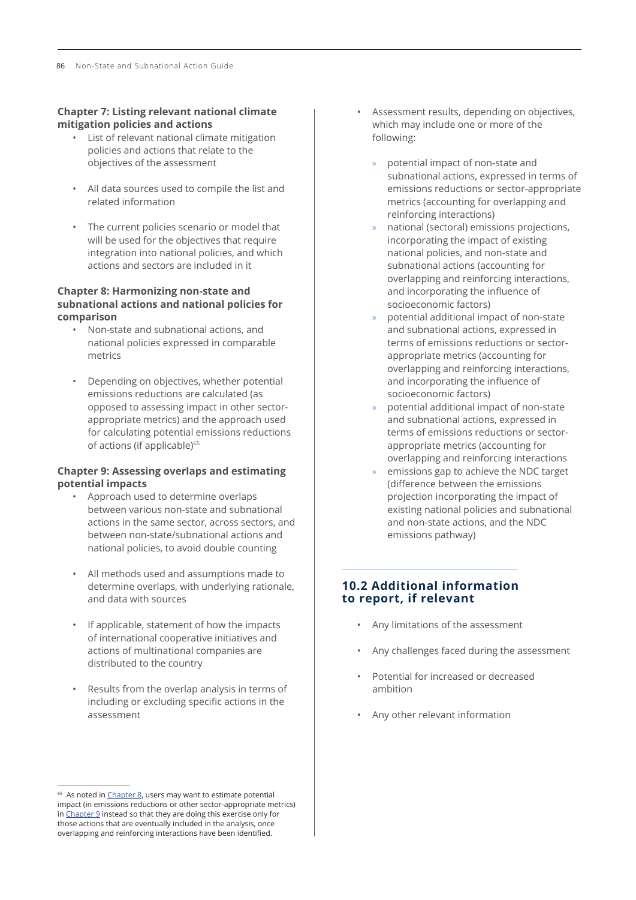**Chapter 7: Listing relevant national climate mitigation policies and actions**

- List of relevant national climate mitigation policies and actions that relate to the objectives of the assessment
- All data sources used to compile the list and related information
- The current policies scenario or model that will be used for the objectives that require integration into national policies, and which actions and sectors are included in it

**Chapter 8: Harmonizing non-state and subnational actions and national policies for comparison**

- Non-state and subnational actions, and national policies expressed in comparable metrics
- Depending on objectives, whether potential emissions reductions are calculated (as opposed to assessing impact in other sector-appropriate metrics) and the approach used for calculating potential emissions reductions of actions (if applicable)[65]

**Chapter 9: Assessing overlaps and estimating potential impacts**

- Approach used to determine overlaps between various non-state and subnational actions in the same sector, across sectors, and between non-state/subnational actions and national policies, to avoid double counting
- All methods used and assumptions made to determine overlaps, with underlying rationale, and data with sources
- If applicable, statement of how the impacts of international cooperative initiatives and actions of multinational companies are distributed to the country
- Results from the overlap analysis in terms of including or excluding specific actions in the assessment
- Assessment results, depending on objectives, which may include one or more of the following:
    - potential impact of non-state and subnational actions, expressed in terms of emissions reductions or sector-appropriate metrics (accounting for overlapping and reinforcing interactions)
    - national (sectoral) emissions projections, incorporating the impact of existing national policies, and non-state and subnational actions (accounting for overlapping and reinforcing interactions, and incorporating the influence of socioeconomic factors)
    - potential additional impact of non-state and subnational actions, expressed in terms of emissions reductions or sector-appropriate metrics (accounting for overlapping and reinforcing interactions, and incorporating the influence of socioeconomic factors)
    - potential additional impact of non-state and subnational actions, expressed in terms of emissions reductions or sector-appropriate metrics (accounting for overlapping and reinforcing interactions
    - emissions gap to achieve the NDC target (difference between the emissions projection incorporating the impact of existing national policies and subnational and non-state actions, and the NDC emissions pathway)

## 10.2 Additional information to report, if relevant

- Any limitations of the assessment
- Any challenges faced during the assessment
- Potential for increased or decreased ambition
- Any other relevant information

[65] As noted in Chapter 8, users may want to estimate potential impact (in emissions reductions or other sector-appropriate metrics) in Chapter 9 instead so that they are doing this exercise only for those actions that are eventually included in the analysis, once overlapping and reinforcing interactions have been identified.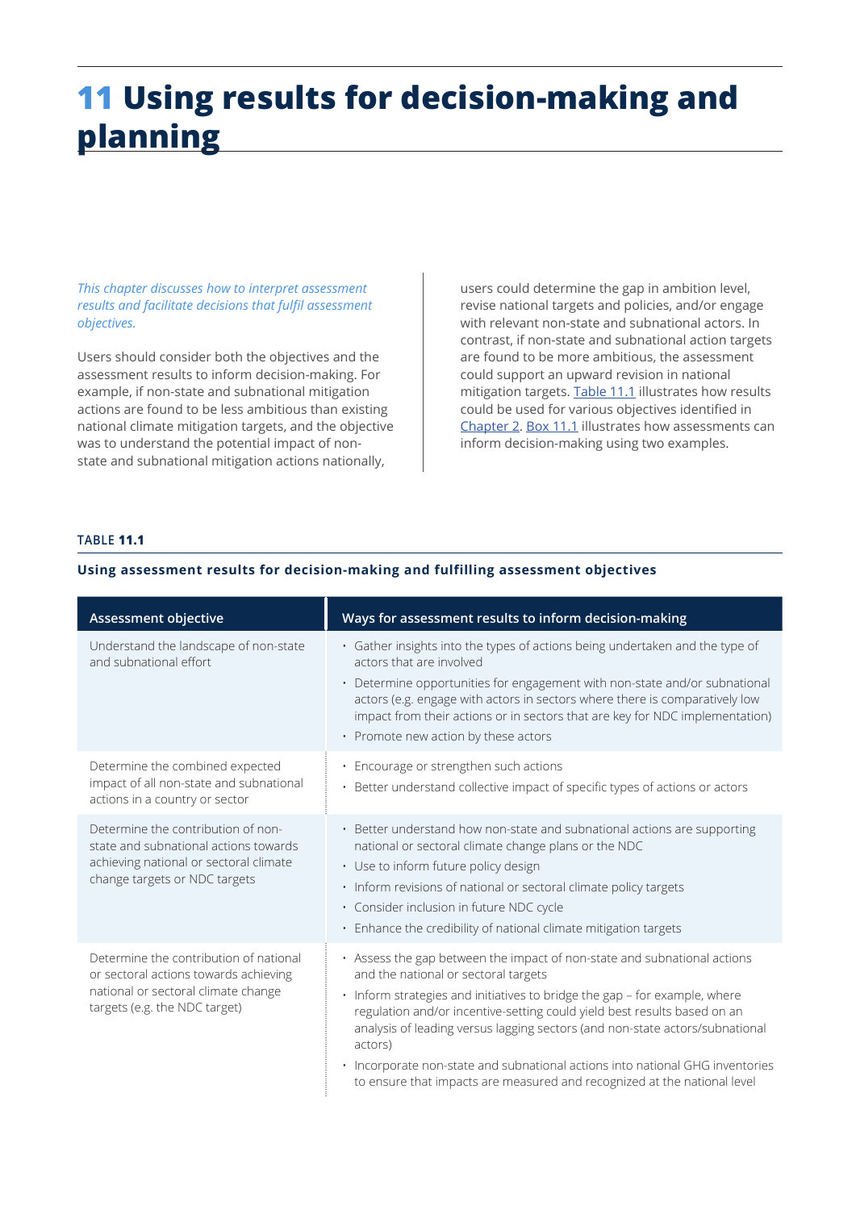# 11 Using results for decision-making and planning

*This chapter discusses how to interpret assessment results and facilitate decisions that fulfil assessment objectives.*

Users should consider both the objectives and the assessment results to inform decision-making. For example, if non-state and subnational mitigation actions are found to be less ambitious than existing national climate mitigation targets, and the objective was to understand the potential impact of non-state and subnational mitigation actions nationally, users could determine the gap in ambition level, revise national targets and policies, and/or engage with relevant non-state and subnational actors. In contrast, if non-state and subnational action targets are found to be more ambitious, the assessment could support an upward revision in national mitigation targets. Table 11.1 illustrates how results could be used for various objectives identified in Chapter 2. Box 11.1 illustrates how assessments can inform decision-making using two examples.

TABLE **11.1**

**Using assessment results for decision-making and fulfilling assessment objectives**

| Assessment objective | Ways for assessment results to inform decision-making |
| --- | --- |
| Understand the landscape of non-state and subnational effort | • Gather insights into the types of actions being undertaken and the type of actors that are involved<br>• Determine opportunities for engagement with non-state and/or subnational actors (e.g. engage with actors in sectors where there is comparatively low impact from their actions or in sectors that are key for NDC implementation)<br>• Promote new action by these actors |
| Determine the combined expected impact of all non-state and subnational actions in a country or sector | • Encourage or strengthen such actions<br>• Better understand collective impact of specific types of actions or actors |
| Determine the contribution of non-state and subnational actions towards achieving national or sectoral climate change targets or NDC targets | • Better understand how non-state and subnational actions are supporting national or sectoral climate change plans or the NDC<br>• Use to inform future policy design<br>• Inform revisions of national or sectoral climate policy targets<br>• Consider inclusion in future NDC cycle<br>• Enhance the credibility of national climate mitigation targets |
| Determine the contribution of national or sectoral actions towards achieving national or sectoral climate change targets (e.g. the NDC target) | • Assess the gap between the impact of non-state and subnational actions and the national or sectoral targets<br>• Inform strategies and initiatives to bridge the gap – for example, where regulation and/or incentive-setting could yield best results based on an analysis of leading versus lagging sectors (and non-state actors/subnational actors)<br>• Incorporate non-state and subnational actions into national GHG inventories to ensure that impacts are measured and recognized at the national level |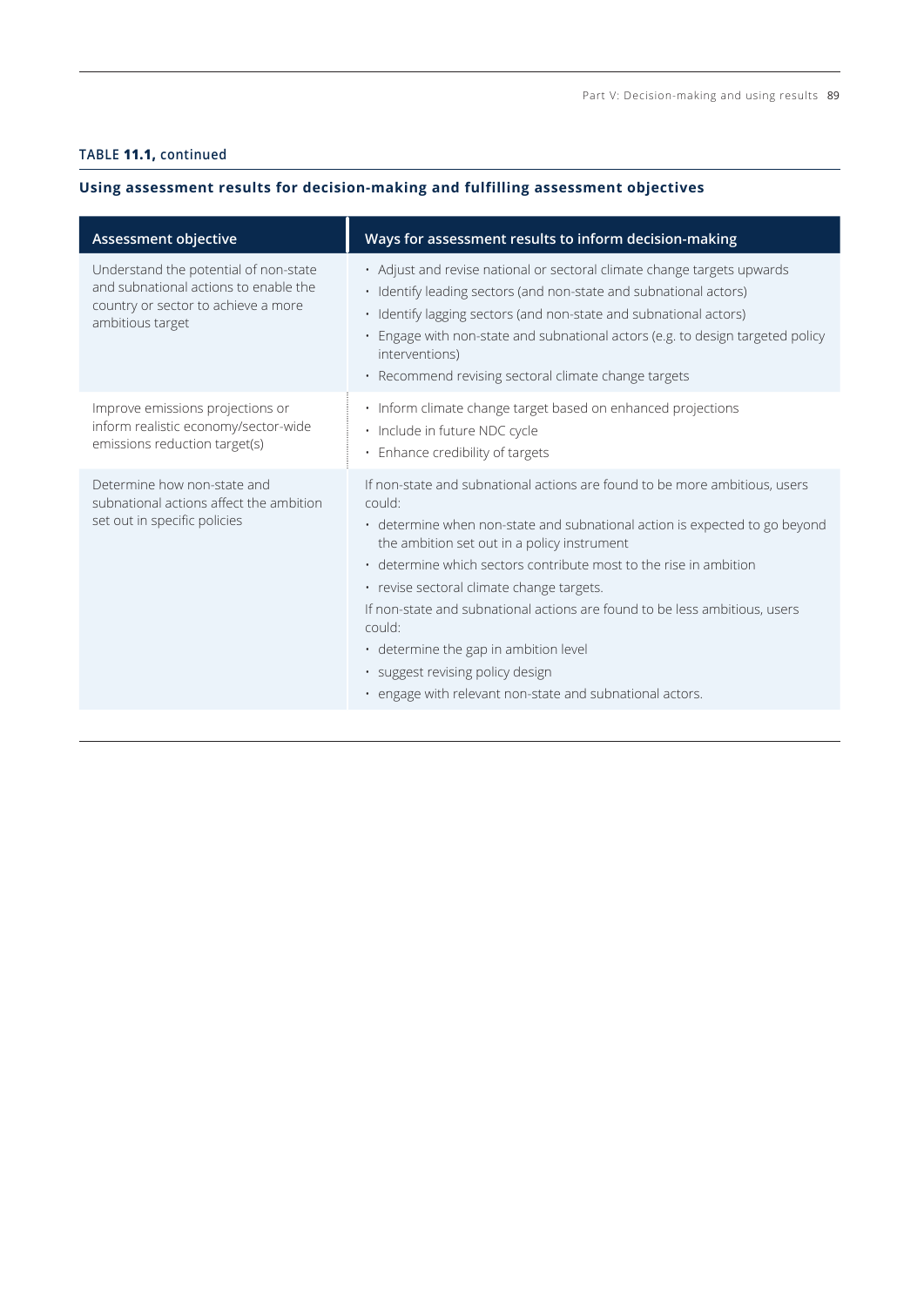**TABLE 11.1, continued**

**Using assessment results for decision-making and fulfilling assessment objectives**

| Assessment objective | Ways for assessment results to inform decision-making |
| --- | --- |
| Understand the potential of non-state and subnational actions to enable the country or sector to achieve a more ambitious target | • Adjust and revise national or sectoral climate change targets upwards<br>• Identify leading sectors (and non-state and subnational actors)<br>• Identify lagging sectors (and non-state and subnational actors)<br>• Engage with non-state and subnational actors (e.g. to design targeted policy interventions)<br>• Recommend revising sectoral climate change targets |
| Improve emissions projections or inform realistic economy/sector-wide emissions reduction target(s) | • Inform climate change target based on enhanced projections<br>• Include in future NDC cycle<br>• Enhance credibility of targets |
| Determine how non-state and subnational actions affect the ambition set out in specific policies | If non-state and subnational actions are found to be more ambitious, users could:<br>• determine when non-state and subnational action is expected to go beyond the ambition set out in a policy instrument<br>• determine which sectors contribute most to the rise in ambition<br>• revise sectoral climate change targets.<br>If non-state and subnational actions are found to be less ambitious, users could:<br>• determine the gap in ambition level<br>• suggest revising policy design<br>• engage with relevant non-state and subnational actors. |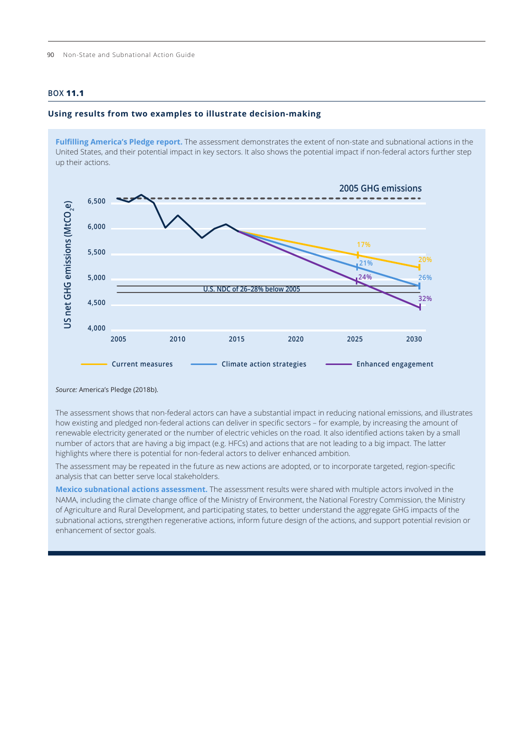## BOX 11.1

### Using results from two examples to illustrate decision-making

**Fulfilling America's Pledge report.** The assessment demonstrates the extent of non-state and subnational actions in the United States, and their potential impact in key sectors. It also shows the potential impact if non-federal actors further step up their actions.

2005 GHG emissions

US net GHG emissions ($MtCO_2e$)

6,500
6,000
5,500
5,000
4,500
4,000

2005 2010 2015 2020 2025 2030

U.S. NDC of 26–28% below 2005

17% 20%
21% 26%
24% 32%

Current measures — Climate action strategies — Enhanced engagement

*Source:* America's Pledge (2018b).

The assessment shows that non-federal actors can have a substantial impact in reducing national emissions, and illustrates how existing and pledged non-federal actions can deliver in specific sectors – for example, by increasing the amount of renewable electricity generated or the number of electric vehicles on the road. It also identified actions taken by a small number of actors that are having a big impact (e.g. HFCs) and actions that are not leading to a big impact. The latter highlights where there is potential for non-federal actors to deliver enhanced ambition.

The assessment may be repeated in the future as new actions are adopted, or to incorporate targeted, region-specific analysis that can better serve local stakeholders.

**Mexico subnational actions assessment.** The assessment results were shared with multiple actors involved in the NAMA, including the climate change office of the Ministry of Environment, the National Forestry Commission, the Ministry of Agriculture and Rural Development, and participating states, to better understand the aggregate GHG impacts of the subnational actions, strengthen regenerative actions, inform future design of the actions, and support potential revision or enhancement of sector goals.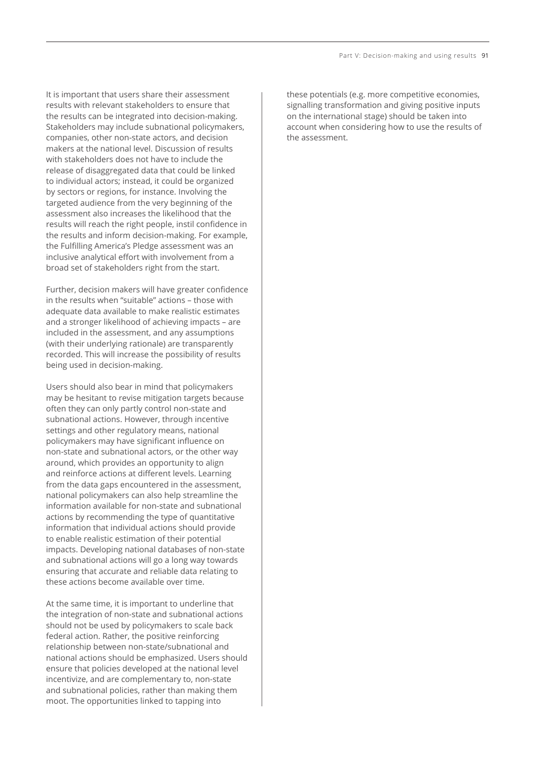It is important that users share their assessment results with relevant stakeholders to ensure that the results can be integrated into decision-making. Stakeholders may include subnational policymakers, companies, other non-state actors, and decision makers at the national level. Discussion of results with stakeholders does not have to include the release of disaggregated data that could be linked to individual actors; instead, it could be organized by sectors or regions, for instance. Involving the targeted audience from the very beginning of the assessment also increases the likelihood that the results will reach the right people, instil confidence in the results and inform decision-making. For example, the Fulfilling America's Pledge assessment was an inclusive analytical effort with involvement from a broad set of stakeholders right from the start.

Further, decision makers will have greater confidence in the results when "suitable" actions – those with adequate data available to make realistic estimates and a stronger likelihood of achieving impacts – are included in the assessment, and any assumptions (with their underlying rationale) are transparently recorded. This will increase the possibility of results being used in decision-making.

Users should also bear in mind that policymakers may be hesitant to revise mitigation targets because often they can only partly control non-state and subnational actions. However, through incentive settings and other regulatory means, national policymakers may have significant influence on non-state and subnational actors, or the other way around, which provides an opportunity to align and reinforce actions at different levels. Learning from the data gaps encountered in the assessment, national policymakers can also help streamline the information available for non-state and subnational actions by recommending the type of quantitative information that individual actions should provide to enable realistic estimation of their potential impacts. Developing national databases of non-state and subnational actions will go a long way towards ensuring that accurate and reliable data relating to these actions become available over time.

At the same time, it is important to underline that the integration of non-state and subnational actions should not be used by policymakers to scale back federal action. Rather, the positive reinforcing relationship between non-state/subnational and national actions should be emphasized. Users should ensure that policies developed at the national level incentivize, and are complementary to, non-state and subnational policies, rather than making them moot. The opportunities linked to tapping into these potentials (e.g. more competitive economies, signalling transformation and giving positive inputs on the international stage) should be taken into account when considering how to use the results of the assessment.